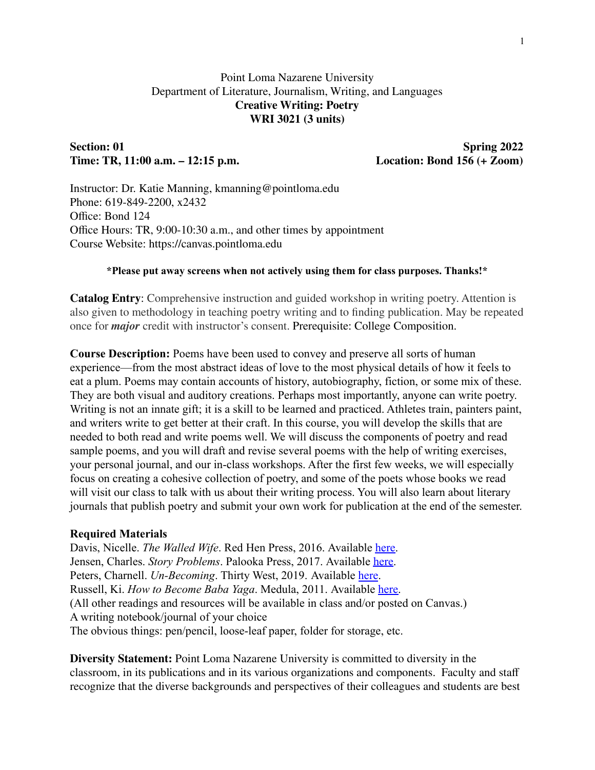Point Loma Nazarene University
Department of Literature, Journalism, Writing, and Languages

# Creative Writing: Poetry
## WRI 3021 (3 units)

**Section: 01** **Spring 2022**
**Time: TR, 11:00 a.m. – 12:15 p.m.** **Location: Bond 156 (+ Zoom)**

Instructor: Dr. Katie Manning, kmanning@pointloma.edu
Phone: 619-849-2200, x2432
Office: Bond 124
Office Hours: TR, 9:00-10:30 a.m., and other times by appointment
Course Website: https://canvas.pointloma.edu

**\*Please put away screens when not actively using them for class purposes. Thanks!\***

**Catalog Entry**: Comprehensive instruction and guided workshop in writing poetry. Attention is also given to methodology in teaching poetry writing and to finding publication. May be repeated once for ***major*** credit with instructor's consent. Prerequisite: College Composition.

**Course Description:** Poems have been used to convey and preserve all sorts of human experience—from the most abstract ideas of love to the most physical details of how it feels to eat a plum. Poems may contain accounts of history, autobiography, fiction, or some mix of these. They are both visual and auditory creations. Perhaps most importantly, anyone can write poetry. Writing is not an innate gift; it is a skill to be learned and practiced. Athletes train, painters paint, and writers write to get better at their craft. In this course, you will develop the skills that are needed to both read and write poems well. We will discuss the components of poetry and read sample poems, and you will draft and revise several poems with the help of writing exercises, your personal journal, and our in-class workshops. After the first few weeks, we will especially focus on creating a cohesive collection of poetry, and some of the poets whose books we read will visit our class to talk with us about their writing process. You will also learn about literary journals that publish poetry and submit your own work for publication at the end of the semester.

**Required Materials**
Davis, Nicelle. *The Walled Wife*. Red Hen Press, 2016. Available here.
Jensen, Charles. *Story Problems*. Palooka Press, 2017. Available here.
Peters, Charnell. *Un-Becoming*. Thirty West, 2019. Available here.
Russell, Ki. *How to Become Baba Yaga*. Medula, 2011. Available here.
(All other readings and resources will be available in class and/or posted on Canvas.)
A writing notebook/journal of your choice
The obvious things: pen/pencil, loose-leaf paper, folder for storage, etc.

**Diversity Statement:** Point Loma Nazarene University is committed to diversity in the classroom, in its publications and in its various organizations and components. Faculty and staff recognize that the diverse backgrounds and perspectives of their colleagues and students are best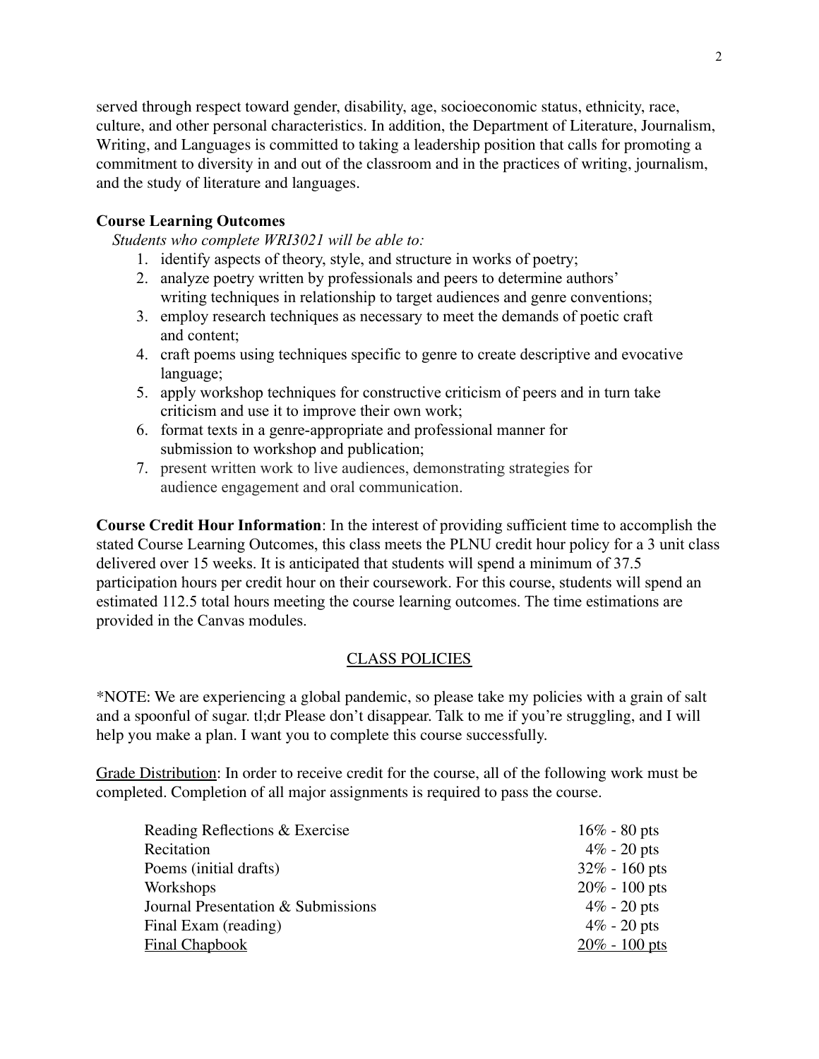served through respect toward gender, disability, age, socioeconomic status, ethnicity, race, culture, and other personal characteristics. In addition, the Department of Literature, Journalism, Writing, and Languages is committed to taking a leadership position that calls for promoting a commitment to diversity in and out of the classroom and in the practices of writing, journalism, and the study of literature and languages.

**Course Learning Outcomes**

*Students who complete WRI3021 will be able to:*

1. identify aspects of theory, style, and structure in works of poetry;
2. analyze poetry written by professionals and peers to determine authors' writing techniques in relationship to target audiences and genre conventions;
3. employ research techniques as necessary to meet the demands of poetic craft and content;
4. craft poems using techniques specific to genre to create descriptive and evocative language;
5. apply workshop techniques for constructive criticism of peers and in turn take criticism and use it to improve their own work;
6. format texts in a genre-appropriate and professional manner for submission to workshop and publication;
7. present written work to live audiences, demonstrating strategies for audience engagement and oral communication.

**Course Credit Hour Information**: In the interest of providing sufficient time to accomplish the stated Course Learning Outcomes, this class meets the PLNU credit hour policy for a 3 unit class delivered over 15 weeks. It is anticipated that students will spend a minimum of 37.5 participation hours per credit hour on their coursework. For this course, students will spend an estimated 112.5 total hours meeting the course learning outcomes. The time estimations are provided in the Canvas modules.

## CLASS POLICIES

*NOTE: We are experiencing a global pandemic, so please take my policies with a grain of salt and a spoonful of sugar. tl;dr Please don't disappear. Talk to me if you're struggling, and I will help you make a plan. I want you to complete this course successfully.

Grade Distribution: In order to receive credit for the course, all of the following work must be completed. Completion of all major assignments is required to pass the course.

| | |
|---|---|
| Reading Reflections & Exercise | 16% - 80 pts |
| Recitation | 4% - 20 pts |
| Poems (initial drafts) | 32% - 160 pts |
| Workshops | 20% - 100 pts |
| Journal Presentation & Submissions | 4% - 20 pts |
| Final Exam (reading) | 4% - 20 pts |
| Final Chapbook | 20% - 100 pts |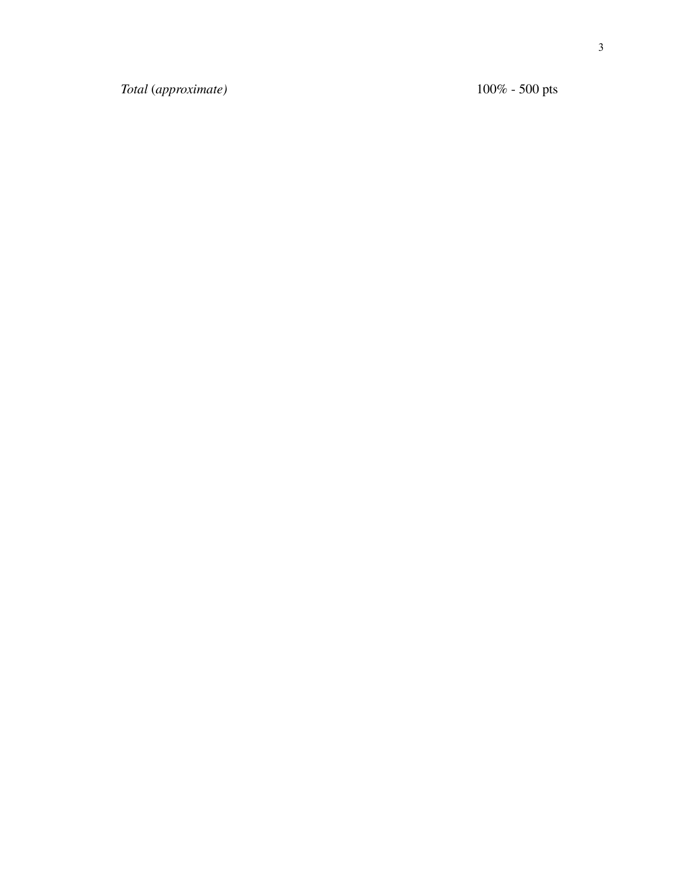| *Total (approximate)* | 100% - 500 pts |
|---|---|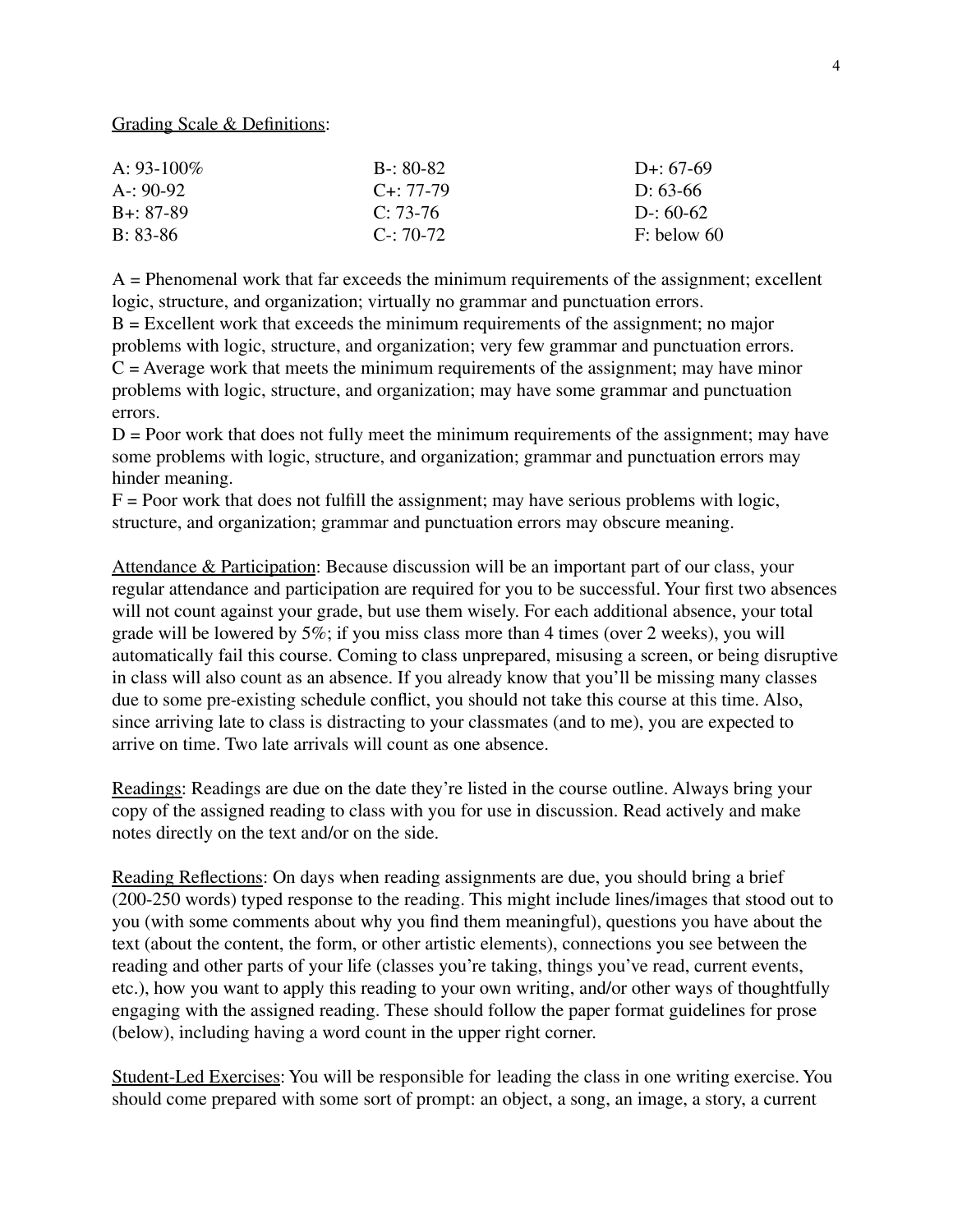Grading Scale & Definitions:

| | | |
|---|---|---|
| A: 93-100% | B-: 80-82 | D+: 67-69 |
| A-: 90-92 | C+: 77-79 | D: 63-66 |
| B+: 87-89 | C: 73-76 | D-: 60-62 |
| B: 83-86 | C-: 70-72 | F: below 60 |

A = Phenomenal work that far exceeds the minimum requirements of the assignment; excellent logic, structure, and organization; virtually no grammar and punctuation errors.
B = Excellent work that exceeds the minimum requirements of the assignment; no major problems with logic, structure, and organization; very few grammar and punctuation errors.
C = Average work that meets the minimum requirements of the assignment; may have minor problems with logic, structure, and organization; may have some grammar and punctuation errors.
D = Poor work that does not fully meet the minimum requirements of the assignment; may have some problems with logic, structure, and organization; grammar and punctuation errors may hinder meaning.
F = Poor work that does not fulfill the assignment; may have serious problems with logic, structure, and organization; grammar and punctuation errors may obscure meaning.

Attendance & Participation: Because discussion will be an important part of our class, your regular attendance and participation are required for you to be successful. Your first two absences will not count against your grade, but use them wisely. For each additional absence, your total grade will be lowered by 5%; if you miss class more than 4 times (over 2 weeks), you will automatically fail this course. Coming to class unprepared, misusing a screen, or being disruptive in class will also count as an absence. If you already know that you'll be missing many classes due to some pre-existing schedule conflict, you should not take this course at this time. Also, since arriving late to class is distracting to your classmates (and to me), you are expected to arrive on time. Two late arrivals will count as one absence.

Readings: Readings are due on the date they're listed in the course outline. Always bring your copy of the assigned reading to class with you for use in discussion. Read actively and make notes directly on the text and/or on the side.

Reading Reflections: On days when reading assignments are due, you should bring a brief (200-250 words) typed response to the reading. This might include lines/images that stood out to you (with some comments about why you find them meaningful), questions you have about the text (about the content, the form, or other artistic elements), connections you see between the reading and other parts of your life (classes you're taking, things you've read, current events, etc.), how you want to apply this reading to your own writing, and/or other ways of thoughtfully engaging with the assigned reading. These should follow the paper format guidelines for prose (below), including having a word count in the upper right corner.

Student-Led Exercises: You will be responsible for leading the class in one writing exercise. You should come prepared with some sort of prompt: an object, a song, an image, a story, a current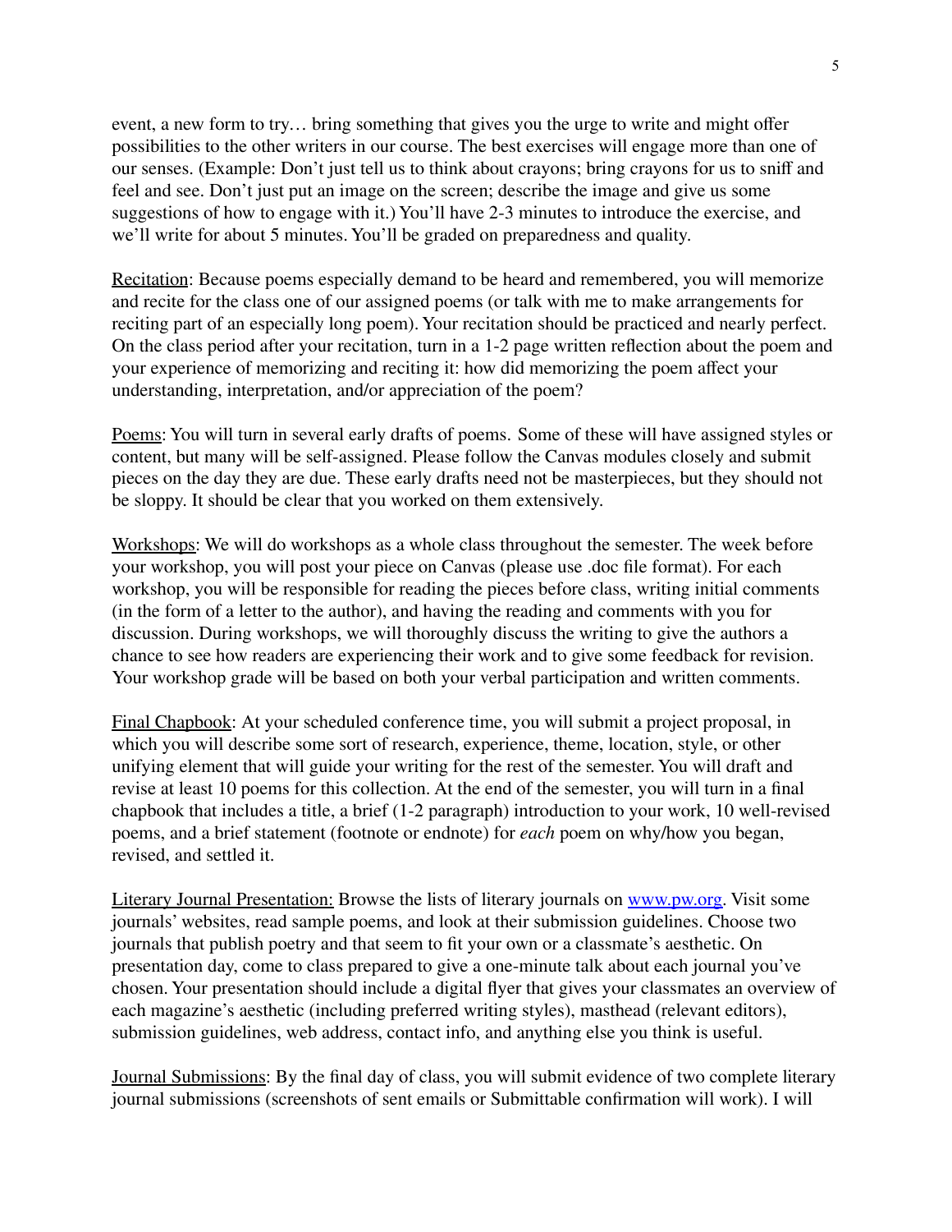event, a new form to try… bring something that gives you the urge to write and might offer possibilities to the other writers in our course. The best exercises will engage more than one of our senses. (Example: Don't just tell us to think about crayons; bring crayons for us to sniff and feel and see. Don't just put an image on the screen; describe the image and give us some suggestions of how to engage with it.) You'll have 2-3 minutes to introduce the exercise, and we'll write for about 5 minutes. You'll be graded on preparedness and quality.

<u>Recitation</u>: Because poems especially demand to be heard and remembered, you will memorize and recite for the class one of our assigned poems (or talk with me to make arrangements for reciting part of an especially long poem). Your recitation should be practiced and nearly perfect. On the class period after your recitation, turn in a 1-2 page written reflection about the poem and your experience of memorizing and reciting it: how did memorizing the poem affect your understanding, interpretation, and/or appreciation of the poem?

<u>Poems</u>: You will turn in several early drafts of poems. Some of these will have assigned styles or content, but many will be self-assigned. Please follow the Canvas modules closely and submit pieces on the day they are due. These early drafts need not be masterpieces, but they should not be sloppy. It should be clear that you worked on them extensively.

<u>Workshops</u>: We will do workshops as a whole class throughout the semester. The week before your workshop, you will post your piece on Canvas (please use .doc file format). For each workshop, you will be responsible for reading the pieces before class, writing initial comments (in the form of a letter to the author), and having the reading and comments with you for discussion. During workshops, we will thoroughly discuss the writing to give the authors a chance to see how readers are experiencing their work and to give some feedback for revision. Your workshop grade will be based on both your verbal participation and written comments.

<u>Final Chapbook</u>: At your scheduled conference time, you will submit a project proposal, in which you will describe some sort of research, experience, theme, location, style, or other unifying element that will guide your writing for the rest of the semester. You will draft and revise at least 10 poems for this collection. At the end of the semester, you will turn in a final chapbook that includes a title, a brief (1-2 paragraph) introduction to your work, 10 well-revised poems, and a brief statement (footnote or endnote) for *each* poem on why/how you began, revised, and settled it.

<u>Literary Journal Presentation:</u> Browse the lists of literary journals on www.pw.org. Visit some journals' websites, read sample poems, and look at their submission guidelines. Choose two journals that publish poetry and that seem to fit your own or a classmate's aesthetic. On presentation day, come to class prepared to give a one-minute talk about each journal you've chosen. Your presentation should include a digital flyer that gives your classmates an overview of each magazine's aesthetic (including preferred writing styles), masthead (relevant editors), submission guidelines, web address, contact info, and anything else you think is useful.

<u>Journal Submissions</u>: By the final day of class, you will submit evidence of two complete literary journal submissions (screenshots of sent emails or Submittable confirmation will work). I will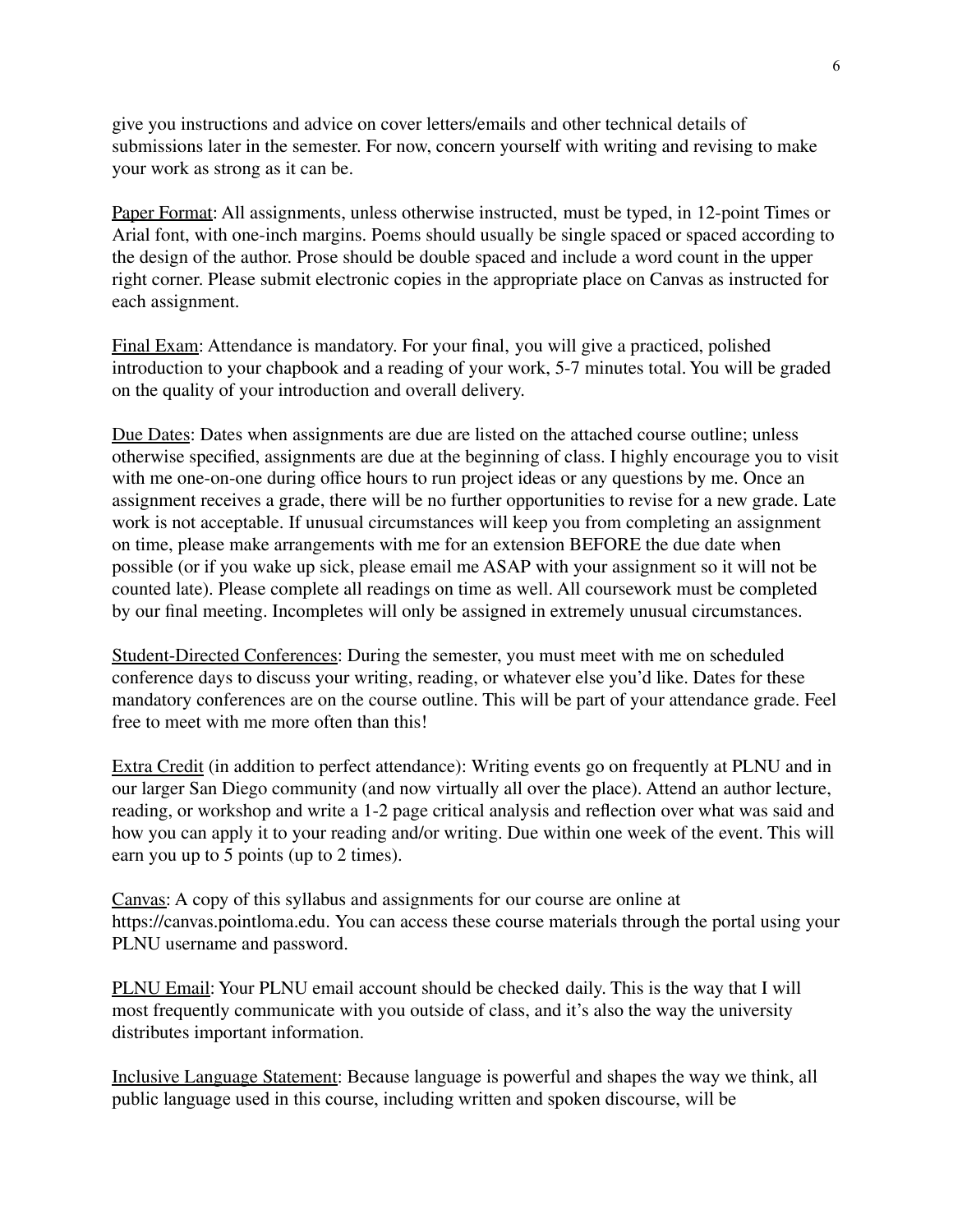give you instructions and advice on cover letters/emails and other technical details of submissions later in the semester. For now, concern yourself with writing and revising to make your work as strong as it can be.

Paper Format: All assignments, unless otherwise instructed, must be typed, in 12-point Times or Arial font, with one-inch margins. Poems should usually be single spaced or spaced according to the design of the author. Prose should be double spaced and include a word count in the upper right corner. Please submit electronic copies in the appropriate place on Canvas as instructed for each assignment.

Final Exam: Attendance is mandatory. For your final, you will give a practiced, polished introduction to your chapbook and a reading of your work, 5-7 minutes total. You will be graded on the quality of your introduction and overall delivery.

Due Dates: Dates when assignments are due are listed on the attached course outline; unless otherwise specified, assignments are due at the beginning of class. I highly encourage you to visit with me one-on-one during office hours to run project ideas or any questions by me. Once an assignment receives a grade, there will be no further opportunities to revise for a new grade. Late work is not acceptable. If unusual circumstances will keep you from completing an assignment on time, please make arrangements with me for an extension BEFORE the due date when possible (or if you wake up sick, please email me ASAP with your assignment so it will not be counted late). Please complete all readings on time as well. All coursework must be completed by our final meeting. Incompletes will only be assigned in extremely unusual circumstances.

Student-Directed Conferences: During the semester, you must meet with me on scheduled conference days to discuss your writing, reading, or whatever else you'd like. Dates for these mandatory conferences are on the course outline. This will be part of your attendance grade. Feel free to meet with me more often than this!

Extra Credit (in addition to perfect attendance): Writing events go on frequently at PLNU and in our larger San Diego community (and now virtually all over the place). Attend an author lecture, reading, or workshop and write a 1-2 page critical analysis and reflection over what was said and how you can apply it to your reading and/or writing. Due within one week of the event. This will earn you up to 5 points (up to 2 times).

Canvas: A copy of this syllabus and assignments for our course are online at https://canvas.pointloma.edu. You can access these course materials through the portal using your PLNU username and password.

PLNU Email: Your PLNU email account should be checked daily. This is the way that I will most frequently communicate with you outside of class, and it's also the way the university distributes important information.

Inclusive Language Statement: Because language is powerful and shapes the way we think, all public language used in this course, including written and spoken discourse, will be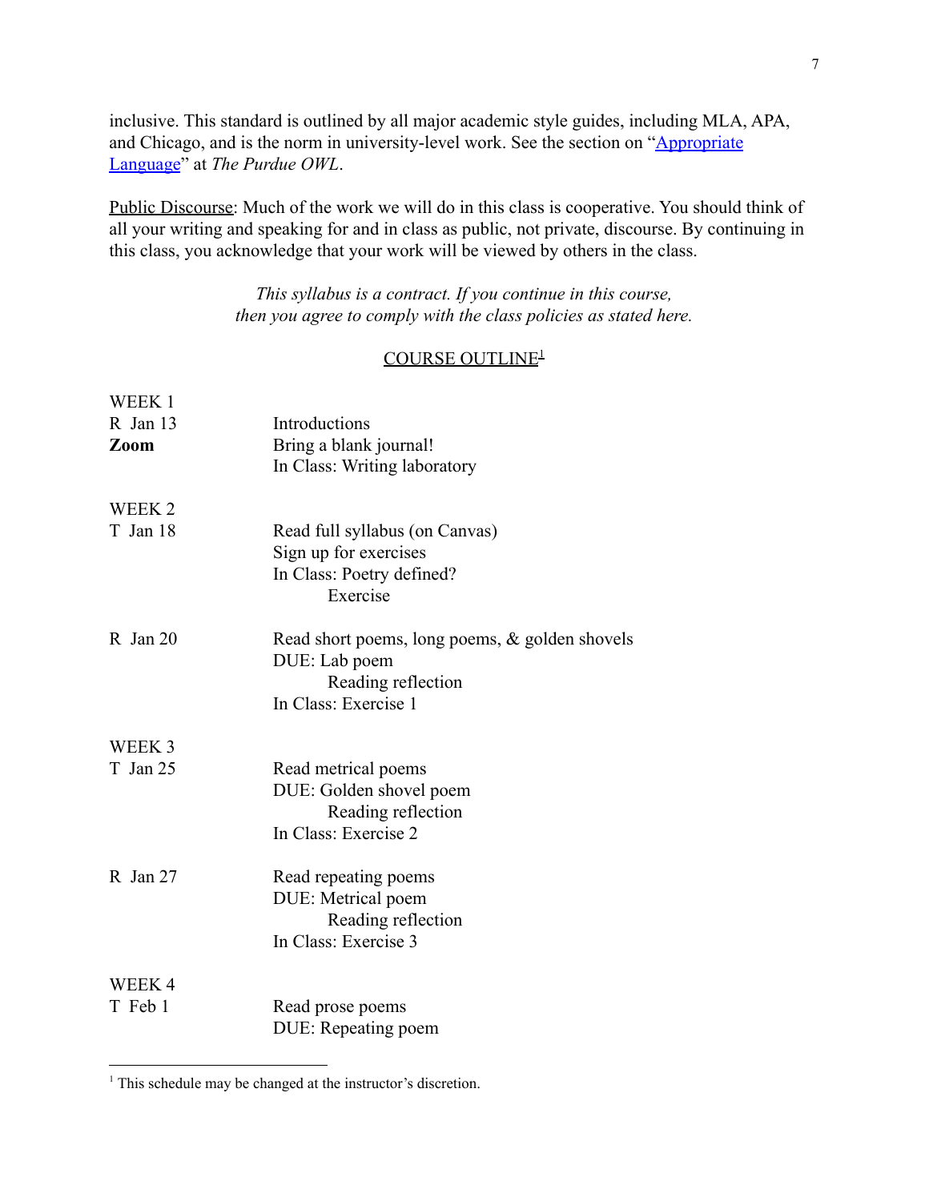inclusive. This standard is outlined by all major academic style guides, including MLA, APA, and Chicago, and is the norm in university-level work. See the section on "[Appropriate Language]()" at *The Purdue OWL*.

Public Discourse: Much of the work we will do in this class is cooperative. You should think of all your writing and speaking for and in class as public, not private, discourse. By continuing in this class, you acknowledge that your work will be viewed by others in the class.

*This syllabus is a contract. If you continue in this course, then you agree to comply with the class policies as stated here.*

## COURSE OUTLINE[1]

| | |
|---|---|
| WEEK 1 | |
| R Jan 13 | Introductions |
| **Zoom** | Bring a blank journal! |
| | In Class: Writing laboratory |
| WEEK 2 | |
| T Jan 18 | Read full syllabus (on Canvas) |
| | Sign up for exercises |
| | In Class: Poetry defined? |
| | Exercise |
| R Jan 20 | Read short poems, long poems, & golden shovels |
| | DUE: Lab poem |
| | Reading reflection |
| | In Class: Exercise 1 |
| WEEK 3 | |
| T Jan 25 | Read metrical poems |
| | DUE: Golden shovel poem |
| | Reading reflection |
| | In Class: Exercise 2 |
| R Jan 27 | Read repeating poems |
| | DUE: Metrical poem |
| | Reading reflection |
| | In Class: Exercise 3 |
| WEEK 4 | |
| T Feb 1 | Read prose poems |
| | DUE: Repeating poem |

[1] This schedule may be changed at the instructor's discretion.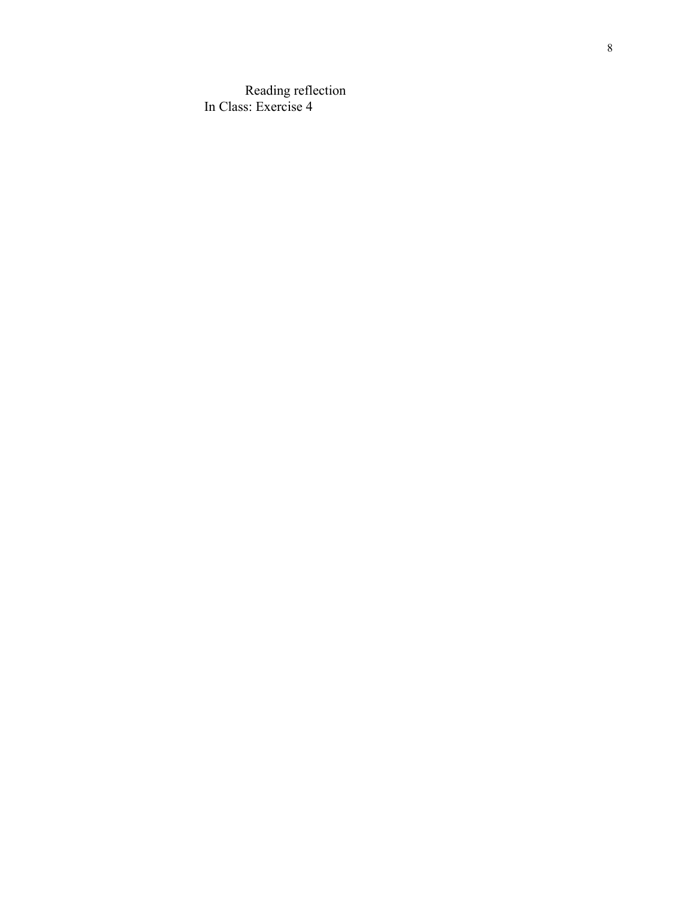Reading reflection

In Class: Exercise 4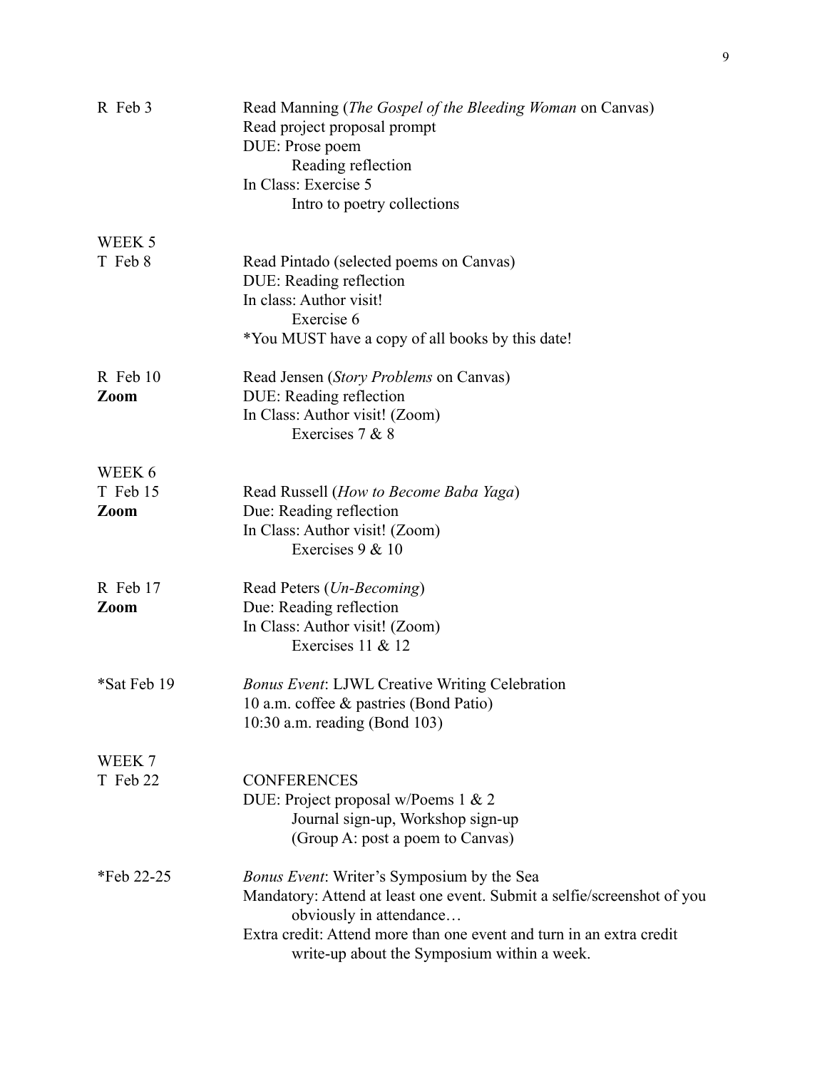| | |
|---|---|
| R Feb 3 | Read Manning (*The Gospel of the Bleeding Woman* on Canvas)<br>Read project proposal prompt<br>DUE: Prose poem<br>Reading reflection<br>In Class: Exercise 5<br>Intro to poetry collections |
| WEEK 5 | |
| T Feb 8 | Read Pintado (selected poems on Canvas)<br>DUE: Reading reflection<br>In class: Author visit!<br>Exercise 6<br>*You MUST have a copy of all books by this date! |
| R Feb 10<br>**Zoom** | Read Jensen (*Story Problems* on Canvas)<br>DUE: Reading reflection<br>In Class: Author visit! (Zoom)<br>Exercises 7 & 8 |
| WEEK 6 | |
| T Feb 15<br>**Zoom** | Read Russell (*How to Become Baba Yaga*)<br>Due: Reading reflection<br>In Class: Author visit! (Zoom)<br>Exercises 9 & 10 |
| R Feb 17<br>**Zoom** | Read Peters (*Un-Becoming*)<br>Due: Reading reflection<br>In Class: Author visit! (Zoom)<br>Exercises 11 & 12 |
| *Sat Feb 19 | *Bonus Event*: LJWL Creative Writing Celebration<br>10 a.m. coffee & pastries (Bond Patio)<br>10:30 a.m. reading (Bond 103) |
| WEEK 7 | |
| T Feb 22 | CONFERENCES<br>DUE: Project proposal w/Poems 1 & 2<br>Journal sign-up, Workshop sign-up<br>(Group A: post a poem to Canvas) |
| *Feb 22-25 | *Bonus Event*: Writer's Symposium by the Sea<br>Mandatory: Attend at least one event. Submit a selfie/screenshot of you obviously in attendance…<br>Extra credit: Attend more than one event and turn in an extra credit write-up about the Symposium within a week. |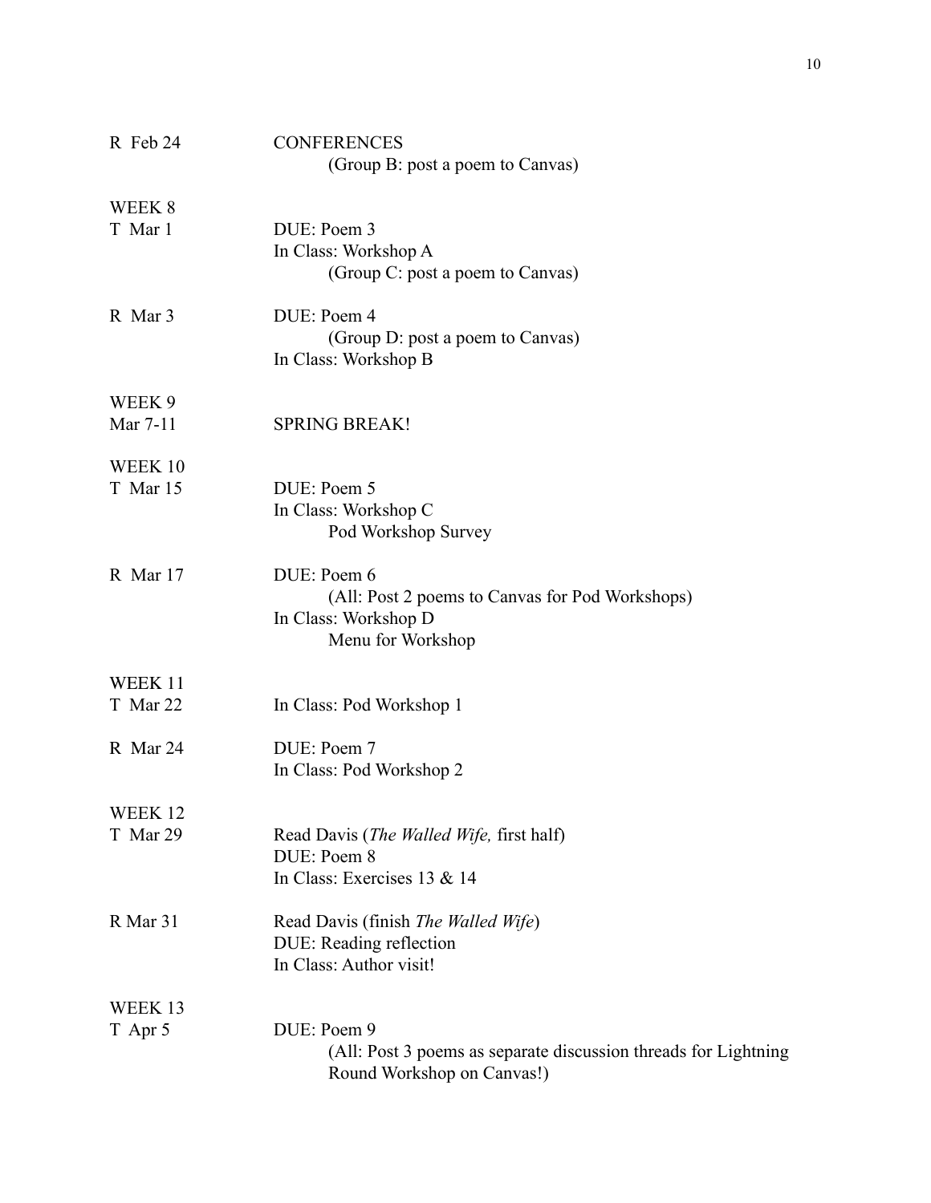R Feb 24 — CONFERENCES
(Group B: post a poem to Canvas)

WEEK 8

T Mar 1 — DUE: Poem 3
In Class: Workshop A
(Group C: post a poem to Canvas)

R Mar 3 — DUE: Poem 4
(Group D: post a poem to Canvas)
In Class: Workshop B

WEEK 9

Mar 7-11 — SPRING BREAK!

WEEK 10

T Mar 15 — DUE: Poem 5
In Class: Workshop C
Pod Workshop Survey

R Mar 17 — DUE: Poem 6
(All: Post 2 poems to Canvas for Pod Workshops)
In Class: Workshop D
Menu for Workshop

WEEK 11

T Mar 22 — In Class: Pod Workshop 1

R Mar 24 — DUE: Poem 7
In Class: Pod Workshop 2

WEEK 12

T Mar 29 — Read Davis (*The Walled Wife,* first half)
DUE: Poem 8
In Class: Exercises 13 & 14

R Mar 31 — Read Davis (finish *The Walled Wife*)
DUE: Reading reflection
In Class: Author visit!

WEEK 13

T Apr 5 — DUE: Poem 9
(All: Post 3 poems as separate discussion threads for Lightning Round Workshop on Canvas!)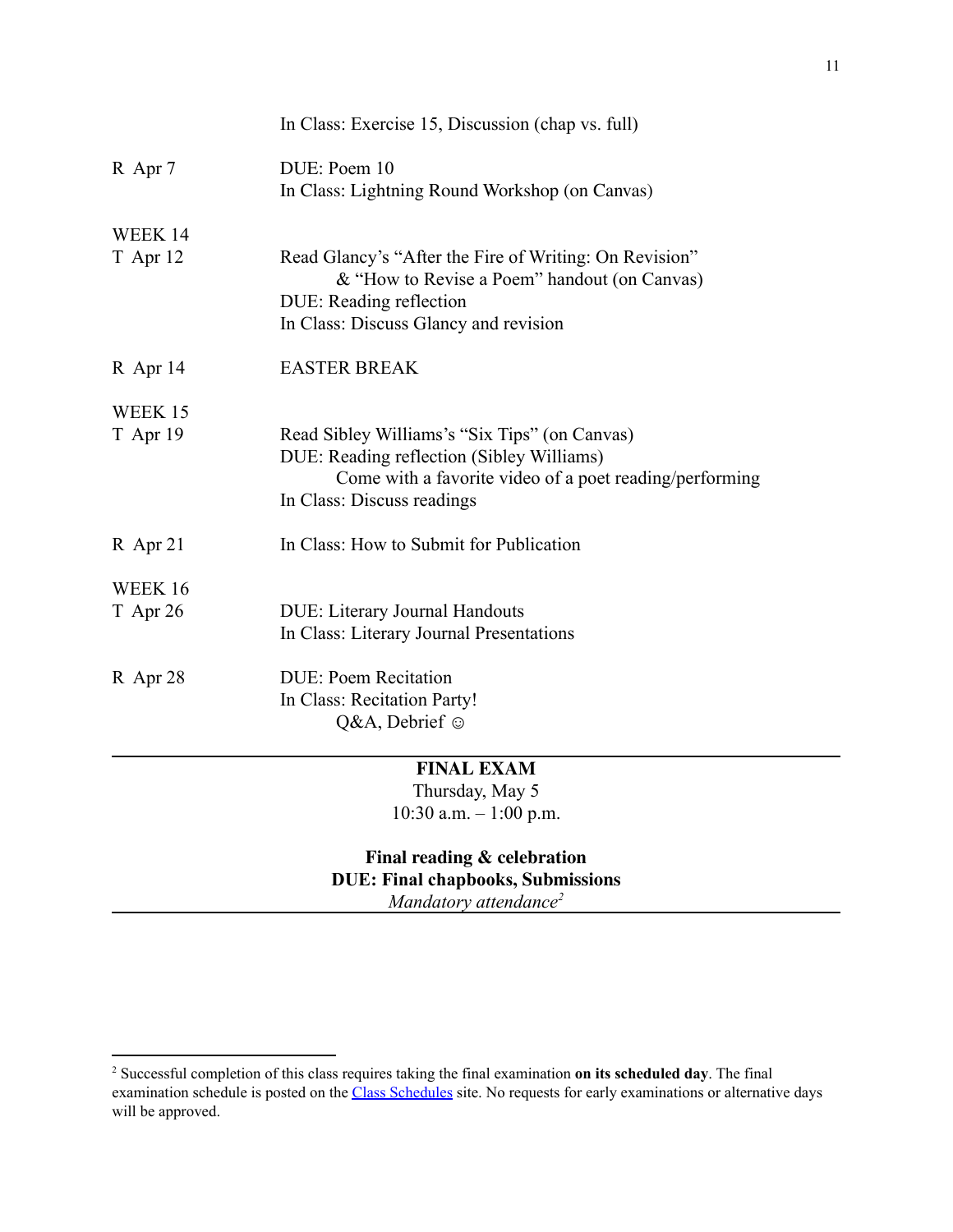|  |  |
| --- | --- |
|  | In Class: Exercise 15, Discussion (chap vs. full) |
| R Apr 7 | DUE: Poem 10<br>In Class: Lightning Round Workshop (on Canvas) |
| WEEK 14<br>T Apr 12 | Read Glancy's "After the Fire of Writing: On Revision"<br>& "How to Revise a Poem" handout (on Canvas)<br>DUE: Reading reflection<br>In Class: Discuss Glancy and revision |
| R Apr 14 | EASTER BREAK |
| WEEK 15<br>T Apr 19 | Read Sibley Williams's "Six Tips" (on Canvas)<br>DUE: Reading reflection (Sibley Williams)<br>Come with a favorite video of a poet reading/performing<br>In Class: Discuss readings |
| R Apr 21 | In Class: How to Submit for Publication |
| WEEK 16<br>T Apr 26 | DUE: Literary Journal Handouts<br>In Class: Literary Journal Presentations |
| R Apr 28 | DUE: Poem Recitation<br>In Class: Recitation Party!<br>Q&A, Debrief ☺ |

---

**FINAL EXAM**
Thursday, May 5
10:30 a.m. – 1:00 p.m.

**Final reading & celebration**
**DUE: Final chapbooks, Submissions**
*Mandatory attendance*[2]

---

[2] Successful completion of this class requires taking the final examination **on its scheduled day**. The final examination schedule is posted on the [Class Schedules]() site. No requests for early examinations or alternative days will be approved.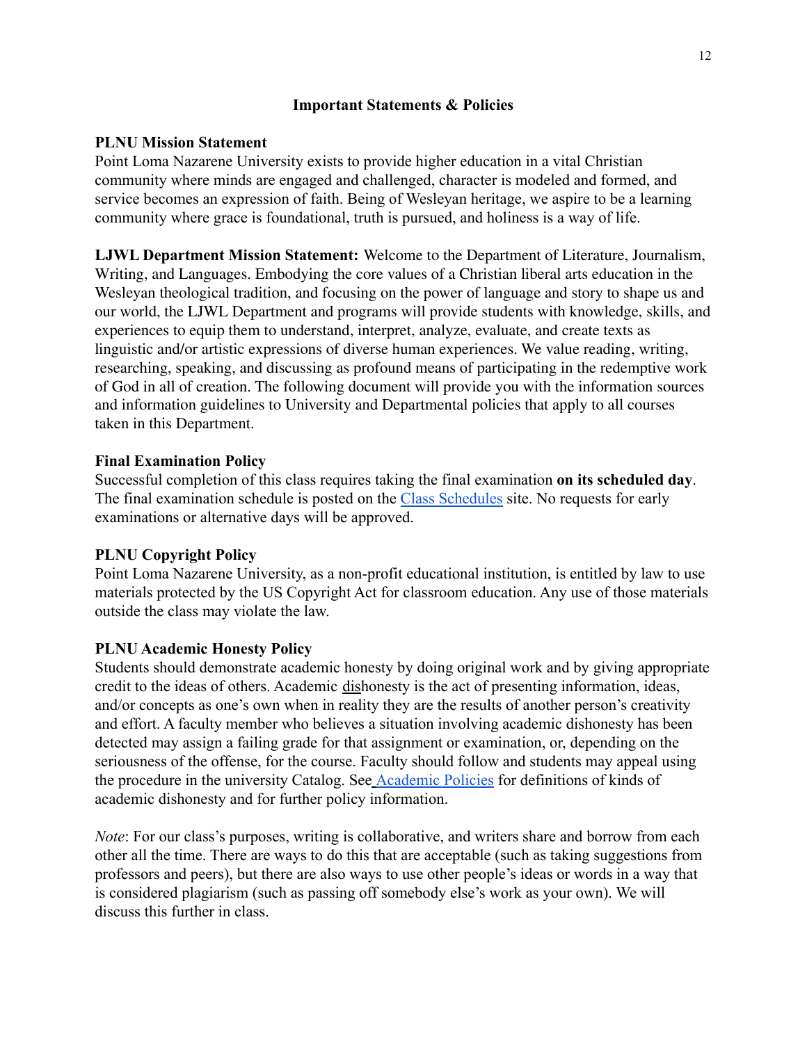## Important Statements & Policies

**PLNU Mission Statement**
Point Loma Nazarene University exists to provide higher education in a vital Christian community where minds are engaged and challenged, character is modeled and formed, and service becomes an expression of faith. Being of Wesleyan heritage, we aspire to be a learning community where grace is foundational, truth is pursued, and holiness is a way of life.

**LJWL Department Mission Statement:** Welcome to the Department of Literature, Journalism, Writing, and Languages. Embodying the core values of a Christian liberal arts education in the Wesleyan theological tradition, and focusing on the power of language and story to shape us and our world, the LJWL Department and programs will provide students with knowledge, skills, and experiences to equip them to understand, interpret, analyze, evaluate, and create texts as linguistic and/or artistic expressions of diverse human experiences. We value reading, writing, researching, speaking, and discussing as profound means of participating in the redemptive work of God in all of creation. The following document will provide you with the information sources and information guidelines to University and Departmental policies that apply to all courses taken in this Department.

**Final Examination Policy**
Successful completion of this class requires taking the final examination **on its scheduled day**. The final examination schedule is posted on the [Class Schedules]() site. No requests for early examinations or alternative days will be approved.

**PLNU Copyright Policy**
Point Loma Nazarene University, as a non-profit educational institution, is entitled by law to use materials protected by the US Copyright Act for classroom education. Any use of those materials outside the class may violate the law.

**PLNU Academic Honesty Policy**
Students should demonstrate academic honesty by doing original work and by giving appropriate credit to the ideas of others. Academic <u>dis</u>honesty is the act of presenting information, ideas, and/or concepts as one's own when in reality they are the results of another person's creativity and effort. A faculty member who believes a situation involving academic dishonesty has been detected may assign a failing grade for that assignment or examination, or, depending on the seriousness of the offense, for the course. Faculty should follow and students may appeal using the procedure in the university Catalog. See [Academic Policies]() for definitions of kinds of academic dishonesty and for further policy information.

*Note*: For our class's purposes, writing is collaborative, and writers share and borrow from each other all the time. There are ways to do this that are acceptable (such as taking suggestions from professors and peers), but there are also ways to use other people's ideas or words in a way that is considered plagiarism (such as passing off somebody else's work as your own). We will discuss this further in class.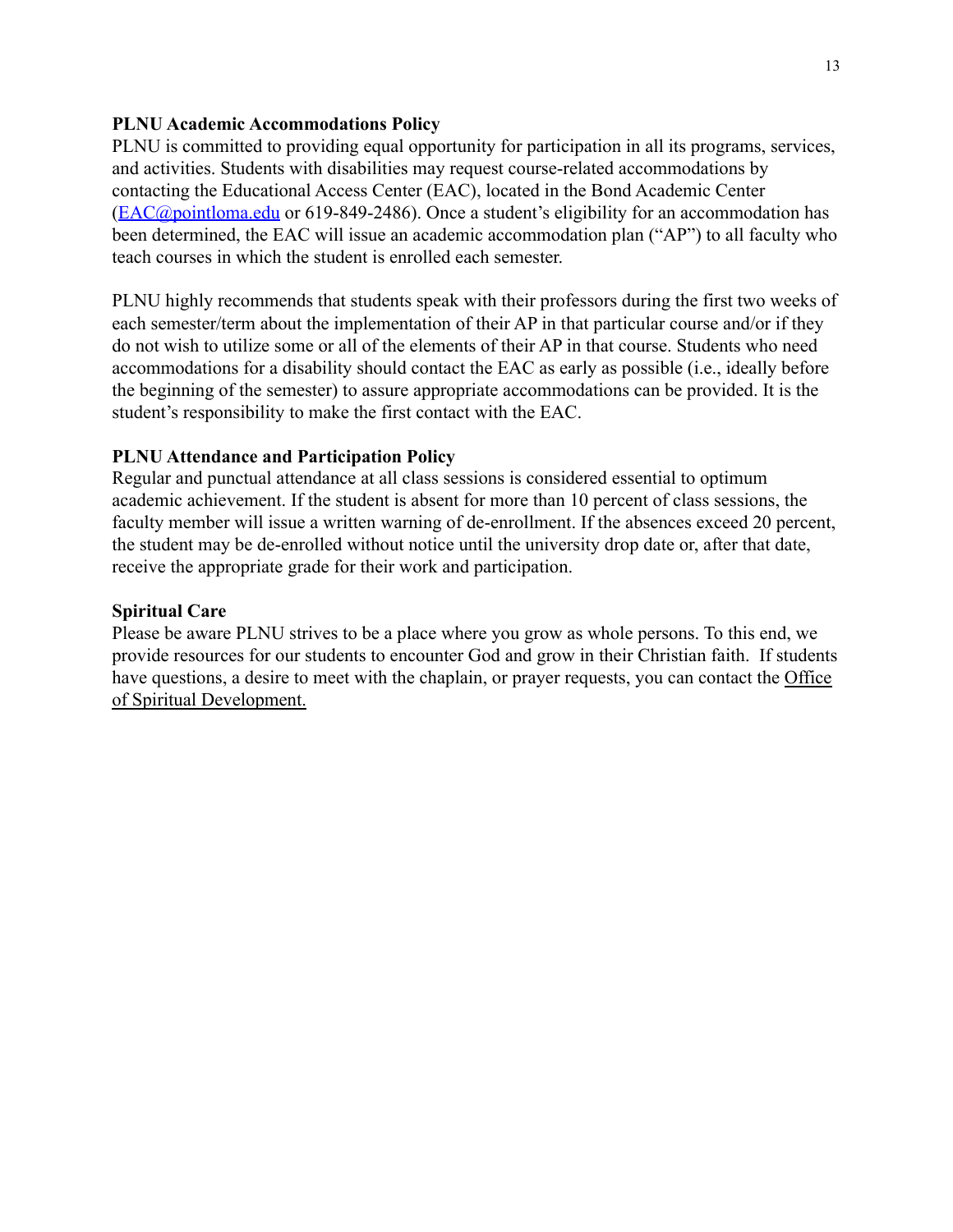**PLNU Academic Accommodations Policy**

PLNU is committed to providing equal opportunity for participation in all its programs, services, and activities. Students with disabilities may request course-related accommodations by contacting the Educational Access Center (EAC), located in the Bond Academic Center (EAC@pointloma.edu or 619-849-2486). Once a student's eligibility for an accommodation has been determined, the EAC will issue an academic accommodation plan ("AP") to all faculty who teach courses in which the student is enrolled each semester.

PLNU highly recommends that students speak with their professors during the first two weeks of each semester/term about the implementation of their AP in that particular course and/or if they do not wish to utilize some or all of the elements of their AP in that course. Students who need accommodations for a disability should contact the EAC as early as possible (i.e., ideally before the beginning of the semester) to assure appropriate accommodations can be provided. It is the student's responsibility to make the first contact with the EAC.

**PLNU Attendance and Participation Policy**

Regular and punctual attendance at all class sessions is considered essential to optimum academic achievement. If the student is absent for more than 10 percent of class sessions, the faculty member will issue a written warning of de-enrollment. If the absences exceed 20 percent, the student may be de-enrolled without notice until the university drop date or, after that date, receive the appropriate grade for their work and participation.

**Spiritual Care**

Please be aware PLNU strives to be a place where you grow as whole persons. To this end, we provide resources for our students to encounter God and grow in their Christian faith. If students have questions, a desire to meet with the chaplain, or prayer requests, you can contact the Office of Spiritual Development.